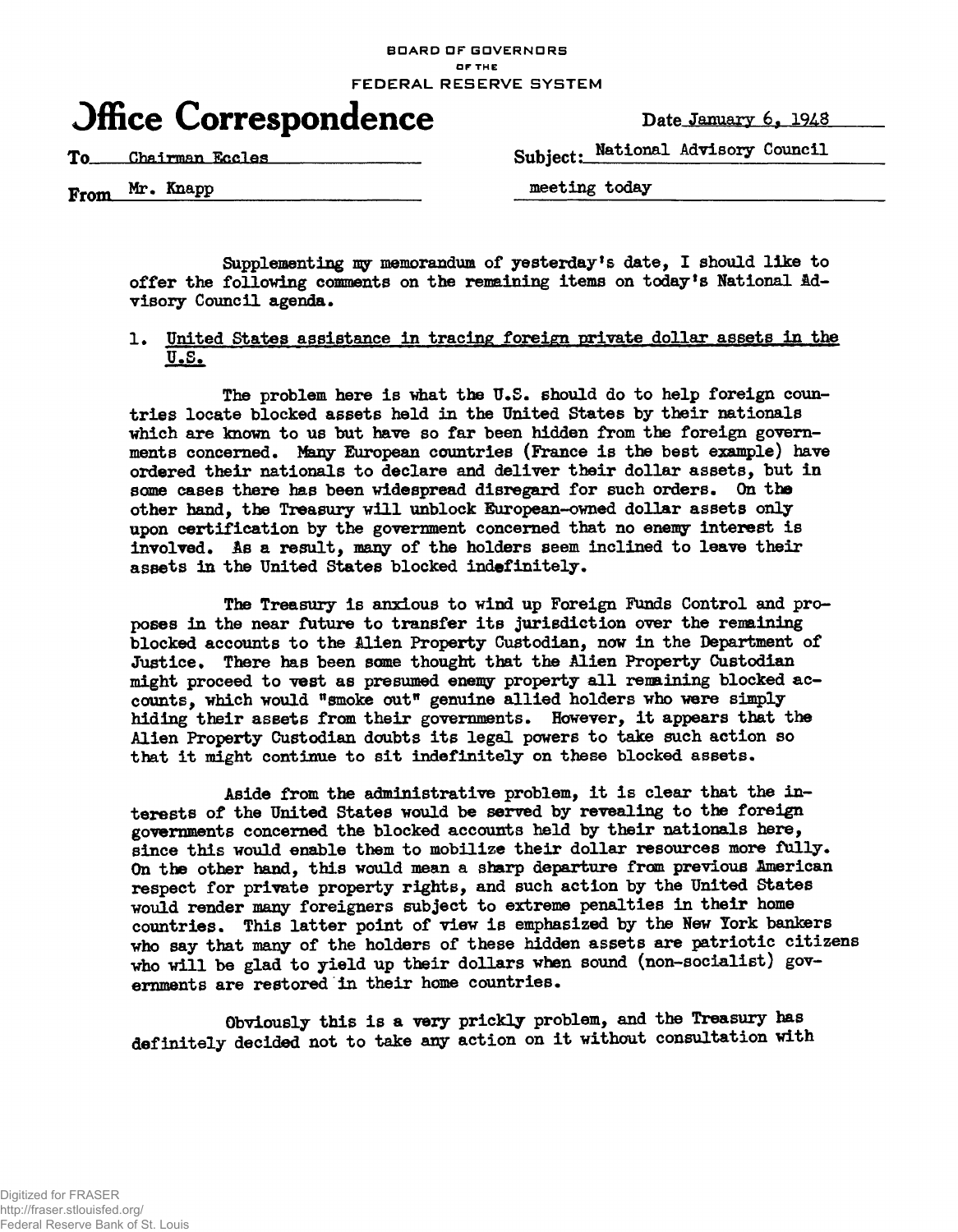BOARD OF GOVERNORS
OF THE
FEDERAL RESERVE SYSTEM

# Office Correspondence

Date January 6, 1948

To Chairman Eccles

From Mr. Knapp

Subject: National Advisory Council meeting today

Supplementing my memorandum of yesterday's date, I should like to offer the following comments on the remaining items on today's National Advisory Council agenda.

1. United States assistance in tracing foreign private dollar assets in the U.S.

The problem here is what the U.S. should do to help foreign countries locate blocked assets held in the United States by their nationals which are known to us but have so far been hidden from the foreign governments concerned. Many European countries (France is the best example) have ordered their nationals to declare and deliver their dollar assets, but in some cases there has been widespread disregard for such orders. On the other hand, the Treasury will unblock European-owned dollar assets only upon certification by the government concerned that no enemy interest is involved. As a result, many of the holders seem inclined to leave their assets in the United States blocked indefinitely.

The Treasury is anxious to wind up Foreign Funds Control and proposes in the near future to transfer its jurisdiction over the remaining blocked accounts to the Alien Property Custodian, now in the Department of Justice. There has been some thought that the Alien Property Custodian might proceed to vest as presumed enemy property all remaining blocked accounts, which would "smoke out" genuine allied holders who were simply hiding their assets from their governments. However, it appears that the Alien Property Custodian doubts its legal powers to take such action so that it might continue to sit indefinitely on these blocked assets.

Aside from the administrative problem, it is clear that the interests of the United States would be served by revealing to the foreign governments concerned the blocked accounts held by their nationals here, since this would enable them to mobilize their dollar resources more fully. On the other hand, this would mean a sharp departure from previous American respect for private property rights, and such action by the United States would render many foreigners subject to extreme penalties in their home countries. This latter point of view is emphasized by the New York bankers who say that many of the holders of these hidden assets are patriotic citizens who will be glad to yield up their dollars when sound (non-socialist) governments are restored in their home countries.

Obviously this is a very prickly problem, and the Treasury has definitely decided not to take any action on it without consultation with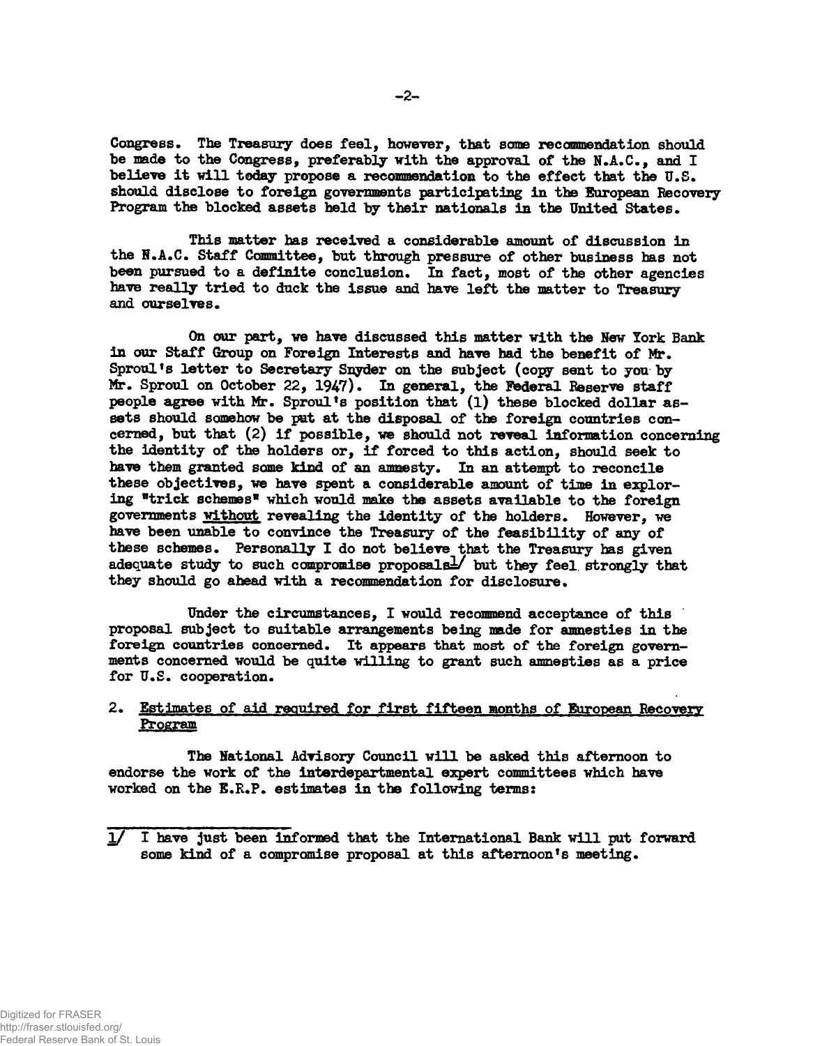Congress. The Treasury does feel, however, that some recommendation should be made to the Congress, preferably with the approval of the N.A.C., and I believe it will today propose a recommendation to the effect that the U.S. should disclose to foreign governments participating in the European Recovery Program the blocked assets held by their nationals in the United States.

This matter has received a considerable amount of discussion in the N.A.C. Staff Committee, but through pressure of other business has not been pursued to a definite conclusion. In fact, most of the other agencies have really tried to duck the issue and have left the matter to Treasury and ourselves.

On our part, we have discussed this matter with the New York Bank in our Staff Group on Foreign Interests and have had the benefit of Mr. Sproul's letter to Secretary Snyder on the subject (copy sent to you by Mr. Sproul on October 22, 1947). In general, the Federal Reserve staff people agree with Mr. Sproul's position that (1) these blocked dollar assets should somehow be put at the disposal of the foreign countries concerned, but that (2) if possible, we should not reveal information concerning the identity of the holders or, if forced to this action, should seek to have them granted some kind of an amnesty. In an attempt to reconcile these objectives, we have spent a considerable amount of time in exploring "trick schemes" which would make the assets available to the foreign governments *without* revealing the identity of the holders. However, we have been unable to convince the Treasury of the feasibility of any of these schemes. Personally I do not believe that the Treasury has given adequate study to such compromise proposals[1] but they feel strongly that they should go ahead with a recommendation for disclosure.

Under the circumstances, I would recommend acceptance of this proposal subject to suitable arrangements being made for amnesties in the foreign countries concerned. It appears that most of the foreign governments concerned would be quite willing to grant such amnesties as a price for U.S. cooperation.

2. Estimates of aid required for first fifteen months of European Recovery Program

The National Advisory Council will be asked this afternoon to endorse the work of the interdepartmental expert committees which have worked on the E.R.P. estimates in the following terms:

---

[1] I have just been informed that the International Bank will put forward some kind of a compromise proposal at this afternoon's meeting.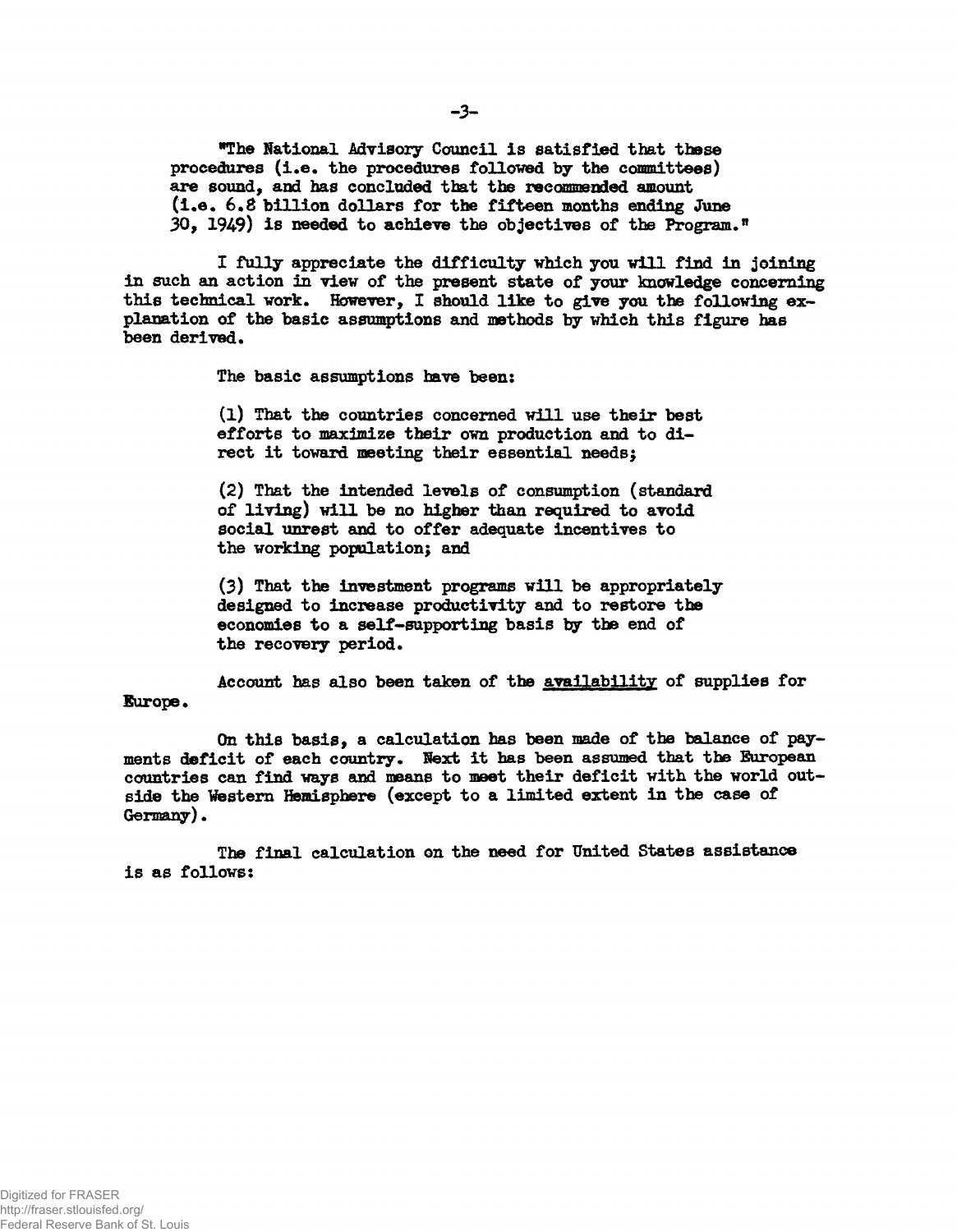"The National Advisory Council is satisfied that these procedures (i.e. the procedures followed by the committees) are sound, and has concluded that the recommended amount (i.e. 6.8 billion dollars for the fifteen months ending June 30, 1949) is needed to achieve the objectives of the Program."

I fully appreciate the difficulty which you will find in joining in such an action in view of the present state of your knowledge concerning this technical work. However, I should like to give you the following explanation of the basic assumptions and methods by which this figure has been derived.

The basic assumptions have been:

(1) That the countries concerned will use their best efforts to maximize their own production and to direct it toward meeting their essential needs;

(2) That the intended levels of consumption (standard of living) will be no higher than required to avoid social unrest and to offer adequate incentives to the working population; and

(3) That the investment programs will be appropriately designed to increase productivity and to restore the economies to a self-supporting basis by the end of the recovery period.

Account has also been taken of the <u>availability</u> of supplies for Europe.

On this basis, a calculation has been made of the balance of payments deficit of each country. Next it has been assumed that the European countries can find ways and means to meet their deficit with the world outside the Western Hemisphere (except to a limited extent in the case of Germany).

The final calculation on the need for United States assistance is as follows: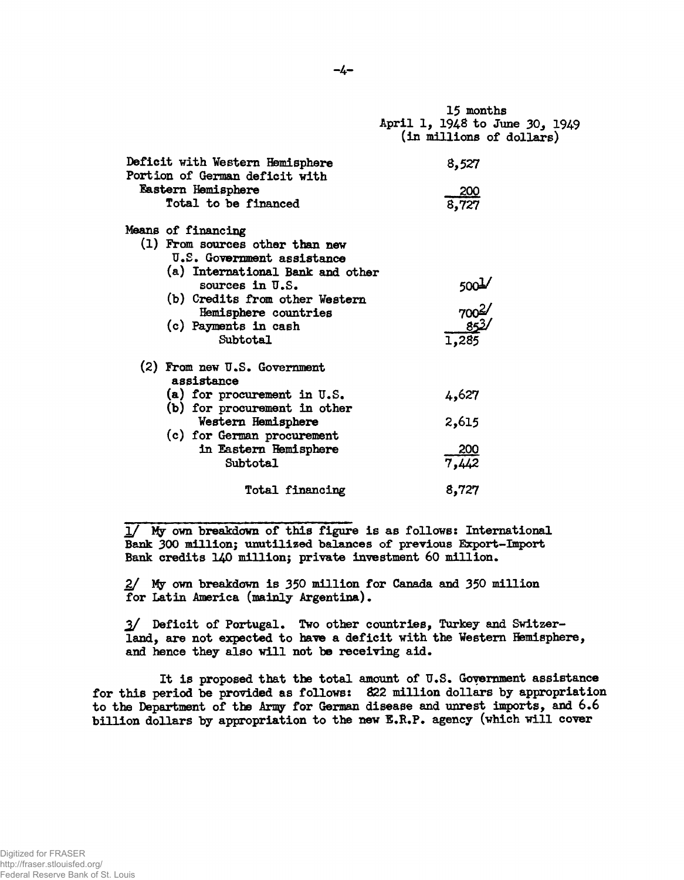| | 15 months April 1, 1948 to June 30, 1949 (in millions of dollars) |
|---|---|
| Deficit with Western Hemisphere | 8,527 |
| Portion of German deficit with Eastern Hemisphere | 200 |
| Total to be financed | 8,727 |
| Means of financing | |
| (1) From sources other than new U.S. Government assistance | |
| (a) International Bank and other sources in U.S. | 500[1] |
| (b) Credits from other Western Hemisphere countries | 700[2] |
| (c) Payments in cash | 85[3] |
| Subtotal | 1,285 |
| (2) From new U.S. Government assistance | |
| (a) for procurement in U.S. | 4,627 |
| (b) for procurement in other Western Hemisphere | 2,615 |
| (c) for German procurement in Eastern Hemisphere | 200 |
| Subtotal | 7,442 |
| Total financing | 8,727 |

1/ My own breakdown of this figure is as follows: International Bank 300 million; unutilized balances of previous Export-Import Bank credits 140 million; private investment 60 million.

2/ My own breakdown is 350 million for Canada and 350 million for Latin America (mainly Argentina).

3/ Deficit of Portugal. Two other countries, Turkey and Switzerland, are not expected to have a deficit with the Western Hemisphere, and hence they also will not be receiving aid.

It is proposed that the total amount of U.S. Government assistance for this period be provided as follows: 822 million dollars by appropriation to the Department of the Army for German disease and unrest imports, and 6.6 billion dollars by appropriation to the new E.R.P. agency (which will cover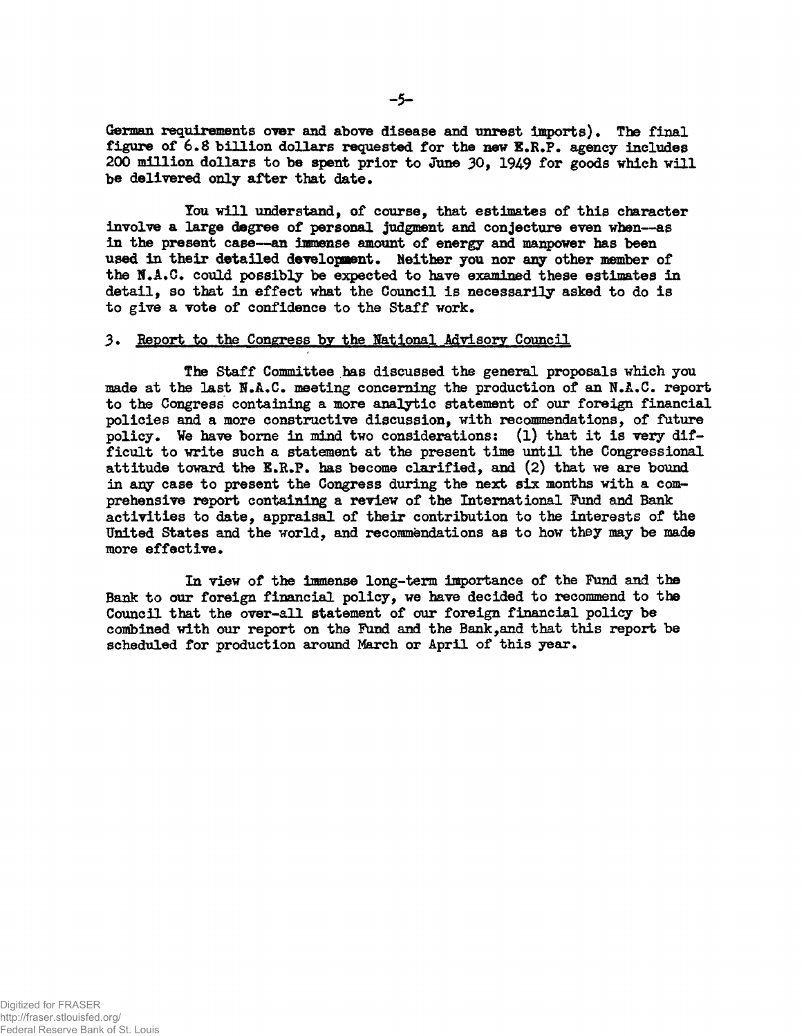German requirements over and above disease and unrest imports). The final figure of 6.8 billion dollars requested for the new E.R.P. agency includes 200 million dollars to be spent prior to June 30, 1949 for goods which will be delivered only after that date.

You will understand, of course, that estimates of this character involve a large degree of personal judgment and conjecture even when--as in the present case--an immense amount of energy and manpower has been used in their detailed development. Neither you nor any other member of the N.A.C. could possibly be expected to have examined these estimates in detail, so that in effect what the Council is necessarily asked to do is to give a vote of confidence to the Staff work.

3. Report to the Congress by the National Advisory Council

The Staff Committee has discussed the general proposals which you made at the last N.A.C. meeting concerning the production of an N.A.C. report to the Congress containing a more analytic statement of our foreign financial policies and a more constructive discussion, with recommendations, of future policy. We have borne in mind two considerations: (1) that it is very difficult to write such a statement at the present time until the Congressional attitude toward the E.R.P. has become clarified, and (2) that we are bound in any case to present the Congress during the next six months with a comprehensive report containing a review of the International Fund and Bank activities to date, appraisal of their contribution to the interests of the United States and the world, and recommendations as to how they may be made more effective.

In view of the immense long-term importance of the Fund and the Bank to our foreign financial policy, we have decided to recommend to the Council that the over-all statement of our foreign financial policy be combined with our report on the Fund and the Bank, and that this report be scheduled for production around March or April of this year.